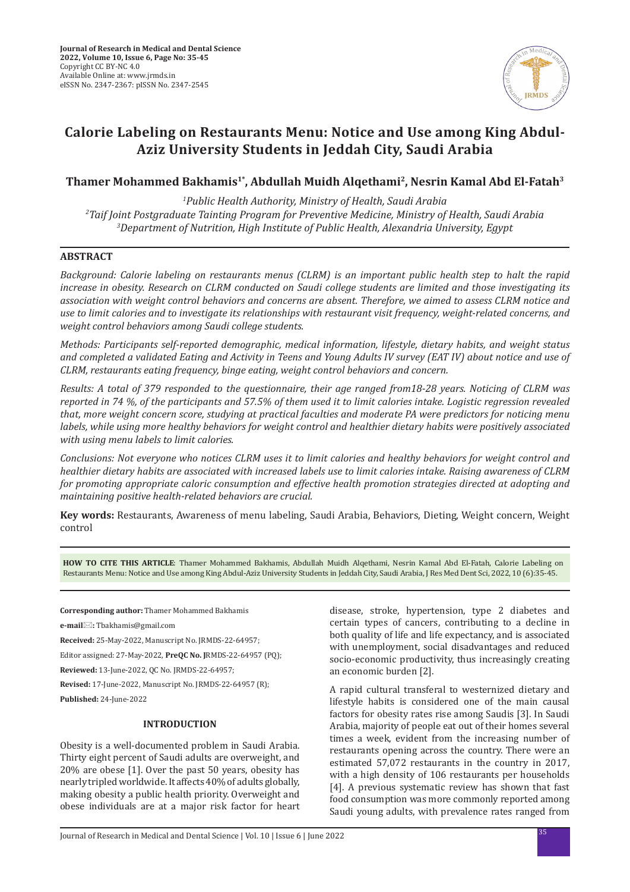# Calorie Labeling on Restaurants Menu: Notice and Use among King Abdul-Aziz University Students in Jeddah City, Saudi Arabia

**Thamer Mohammed Bakhamis[1*], Abdullah Muidh Alqethami[2], Nesrin Kamal Abd El-Fatah[3]**

*[1]Public Health Authority, Ministry of Health, Saudi Arabia*
*[2]Taif Joint Postgraduate Tainting Program for Preventive Medicine, Ministry of Health, Saudi Arabia*
*[3]Department of Nutrition, High Institute of Public Health, Alexandria University, Egypt*

## ABSTRACT

*Background: Calorie labeling on restaurants menus (CLRM) is an important public health step to halt the rapid increase in obesity. Research on CLRM conducted on Saudi college students are limited and those investigating its association with weight control behaviors and concerns are absent. Therefore, we aimed to assess CLRM notice and use to limit calories and to investigate its relationships with restaurant visit frequency, weight-related concerns, and weight control behaviors among Saudi college students.*

*Methods: Participants self-reported demographic, medical information, lifestyle, dietary habits, and weight status and completed a validated Eating and Activity in Teens and Young Adults IV survey (EAT IV) about notice and use of CLRM, restaurants eating frequency, binge eating, weight control behaviors and concern.*

*Results: A total of 379 responded to the questionnaire, their age ranged from18-28 years. Noticing of CLRM was reported in 74 %, of the participants and 57.5% of them used it to limit calories intake. Logistic regression revealed that, more weight concern score, studying at practical faculties and moderate PA were predictors for noticing menu labels, while using more healthy behaviors for weight control and healthier dietary habits were positively associated with using menu labels to limit calories.*

*Conclusions: Not everyone who notices CLRM uses it to limit calories and healthy behaviors for weight control and healthier dietary habits are associated with increased labels use to limit calories intake. Raising awareness of CLRM for promoting appropriate caloric consumption and effective health promotion strategies directed at adopting and maintaining positive health-related behaviors are crucial.*

**Key words:** Restaurants, Awareness of menu labeling, Saudi Arabia, Behaviors, Dieting, Weight concern, Weight control

**HOW TO CITE THIS ARTICLE**: Thamer Mohammed Bakhamis, Abdullah Muidh Alqethami, Nesrin Kamal Abd El-Fatah, Calorie Labeling on Restaurants Menu: Notice and Use among King Abdul-Aziz University Students in Jeddah City, Saudi Arabia, J Res Med Dent Sci, 2022, 10 (6):35-45.

**Corresponding author:** Thamer Mohammed Bakhamis

**e-mail:** Tbakhamis@gmail.com

**Received:** 25-May-2022, Manuscript No. JRMDS-22-64957;

Editor assigned: 27-May-2022, **PreQC No. J**RMDS-22-64957 (PQ);

**Reviewed:** 13-June-2022, QC No. JRMDS-22-64957;

**Revised:** 17-June-2022, Manuscript No. JRMDS-22-64957 (R);

**Published:** 24-June-2022

## INTRODUCTION

Obesity is a well-documented problem in Saudi Arabia. Thirty eight percent of Saudi adults are overweight, and 20% are obese [1]. Over the past 50 years, obesity has nearly tripled worldwide. It affects 40% of adults globally, making obesity a public health priority. Overweight and obese individuals are at a major risk factor for heart disease, stroke, hypertension, type 2 diabetes and certain types of cancers, contributing to a decline in both quality of life and life expectancy, and is associated with unemployment, social disadvantages and reduced socio-economic productivity, thus increasingly creating an economic burden [2].

A rapid cultural transferal to westernized dietary and lifestyle habits is considered one of the main causal factors for obesity rates rise among Saudis [3]. In Saudi Arabia, majority of people eat out of their homes several times a week, evident from the increasing number of restaurants opening across the country. There were an estimated 57,072 restaurants in the country in 2017, with a high density of 106 restaurants per households [4]. A previous systematic review has shown that fast food consumption was more commonly reported among Saudi young adults, with prevalence rates ranged from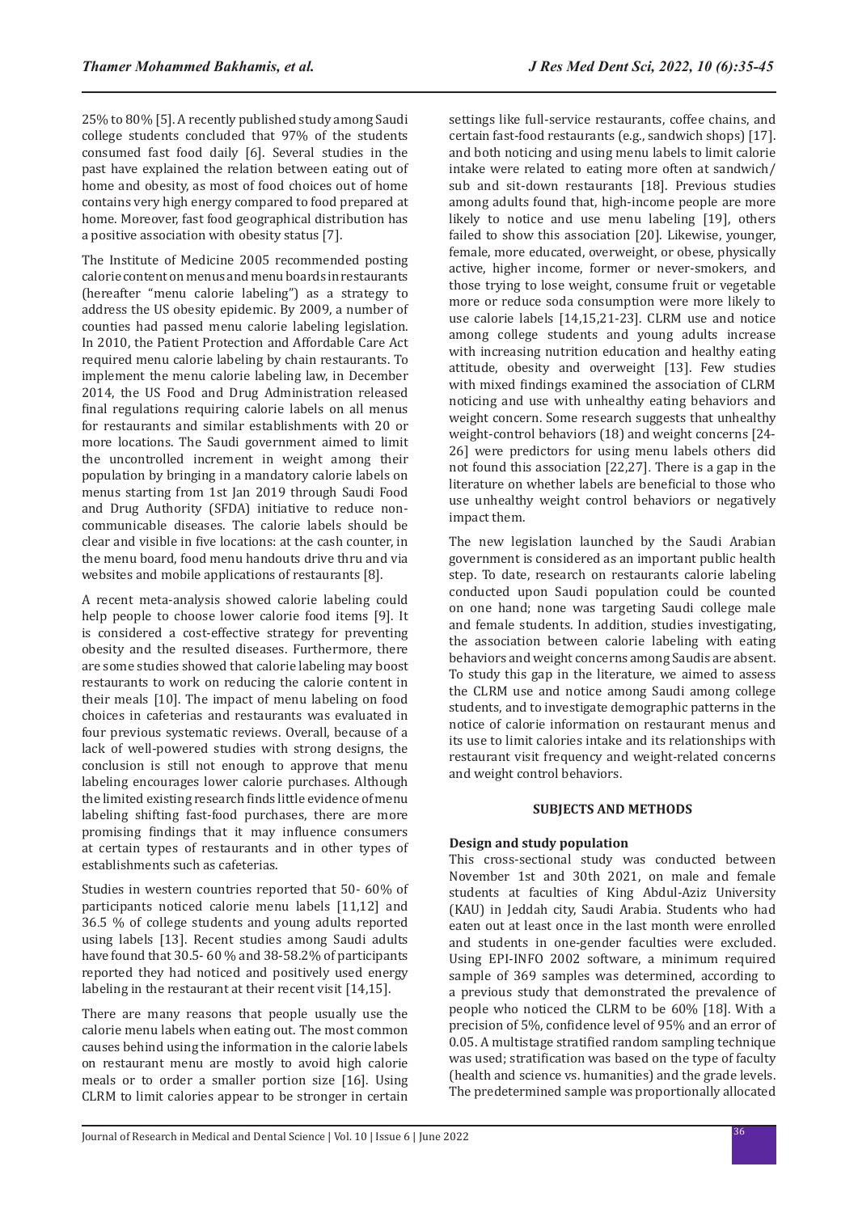25% to 80% [5]. A recently published study among Saudi college students concluded that 97% of the students consumed fast food daily [6]. Several studies in the past have explained the relation between eating out of home and obesity, as most of food choices out of home contains very high energy compared to food prepared at home. Moreover, fast food geographical distribution has a positive association with obesity status [7].

The Institute of Medicine 2005 recommended posting calorie content on menus and menu boards in restaurants (hereafter "menu calorie labeling") as a strategy to address the US obesity epidemic. By 2009, a number of counties had passed menu calorie labeling legislation. In 2010, the Patient Protection and Affordable Care Act required menu calorie labeling by chain restaurants. To implement the menu calorie labeling law, in December 2014, the US Food and Drug Administration released final regulations requiring calorie labels on all menus for restaurants and similar establishments with 20 or more locations. The Saudi government aimed to limit the uncontrolled increment in weight among their population by bringing in a mandatory calorie labels on menus starting from 1st Jan 2019 through Saudi Food and Drug Authority (SFDA) initiative to reduce non-communicable diseases. The calorie labels should be clear and visible in five locations: at the cash counter, in the menu board, food menu handouts drive thru and via websites and mobile applications of restaurants [8].

A recent meta-analysis showed calorie labeling could help people to choose lower calorie food items [9]. It is considered a cost-effective strategy for preventing obesity and the resulted diseases. Furthermore, there are some studies showed that calorie labeling may boost restaurants to work on reducing the calorie content in their meals [10]. The impact of menu labeling on food choices in cafeterias and restaurants was evaluated in four previous systematic reviews. Overall, because of a lack of well-powered studies with strong designs, the conclusion is still not enough to approve that menu labeling encourages lower calorie purchases. Although the limited existing research finds little evidence of menu labeling shifting fast-food purchases, there are more promising findings that it may influence consumers at certain types of restaurants and in other types of establishments such as cafeterias.

Studies in western countries reported that 50- 60% of participants noticed calorie menu labels [11,12] and 36.5 % of college students and young adults reported using labels [13]. Recent studies among Saudi adults have found that 30.5- 60 % and 38-58.2% of participants reported they had noticed and positively used energy labeling in the restaurant at their recent visit [14,15].

There are many reasons that people usually use the calorie menu labels when eating out. The most common causes behind using the information in the calorie labels on restaurant menu are mostly to avoid high calorie meals or to order a smaller portion size [16]. Using CLRM to limit calories appear to be stronger in certain settings like full-service restaurants, coffee chains, and certain fast-food restaurants (e.g., sandwich shops) [17]. and both noticing and using menu labels to limit calorie intake were related to eating more often at sandwich/sub and sit-down restaurants [18]. Previous studies among adults found that, high-income people are more likely to notice and use menu labeling [19], others failed to show this association [20]. Likewise, younger, female, more educated, overweight, or obese, physically active, higher income, former or never-smokers, and those trying to lose weight, consume fruit or vegetable more or reduce soda consumption were more likely to use calorie labels [14,15,21-23]. CLRM use and notice among college students and young adults increase with increasing nutrition education and healthy eating attitude, obesity and overweight [13]. Few studies with mixed findings examined the association of CLRM noticing and use with unhealthy eating behaviors and weight concern. Some research suggests that unhealthy weight-control behaviors (18) and weight concerns [24-26] were predictors for using menu labels others did not found this association [22,27]. There is a gap in the literature on whether labels are beneficial to those who use unhealthy weight control behaviors or negatively impact them.

The new legislation launched by the Saudi Arabian government is considered as an important public health step. To date, research on restaurants calorie labeling conducted upon Saudi population could be counted on one hand; none was targeting Saudi college male and female students. In addition, studies investigating, the association between calorie labeling with eating behaviors and weight concerns among Saudis are absent. To study this gap in the literature, we aimed to assess the CLRM use and notice among Saudi among college students, and to investigate demographic patterns in the notice of calorie information on restaurant menus and its use to limit calories intake and its relationships with restaurant visit frequency and weight-related concerns and weight control behaviors.

## SUBJECTS AND METHODS

### Design and study population

This cross-sectional study was conducted between November 1st and 30th 2021, on male and female students at faculties of King Abdul-Aziz University (KAU) in Jeddah city, Saudi Arabia. Students who had eaten out at least once in the last month were enrolled and students in one-gender faculties were excluded. Using EPI-INFO 2002 software, a minimum required sample of 369 samples was determined, according to a previous study that demonstrated the prevalence of people who noticed the CLRM to be 60% [18]. With a precision of 5%, confidence level of 95% and an error of 0.05. A multistage stratified random sampling technique was used; stratification was based on the type of faculty (health and science vs. humanities) and the grade levels. The predetermined sample was proportionally allocated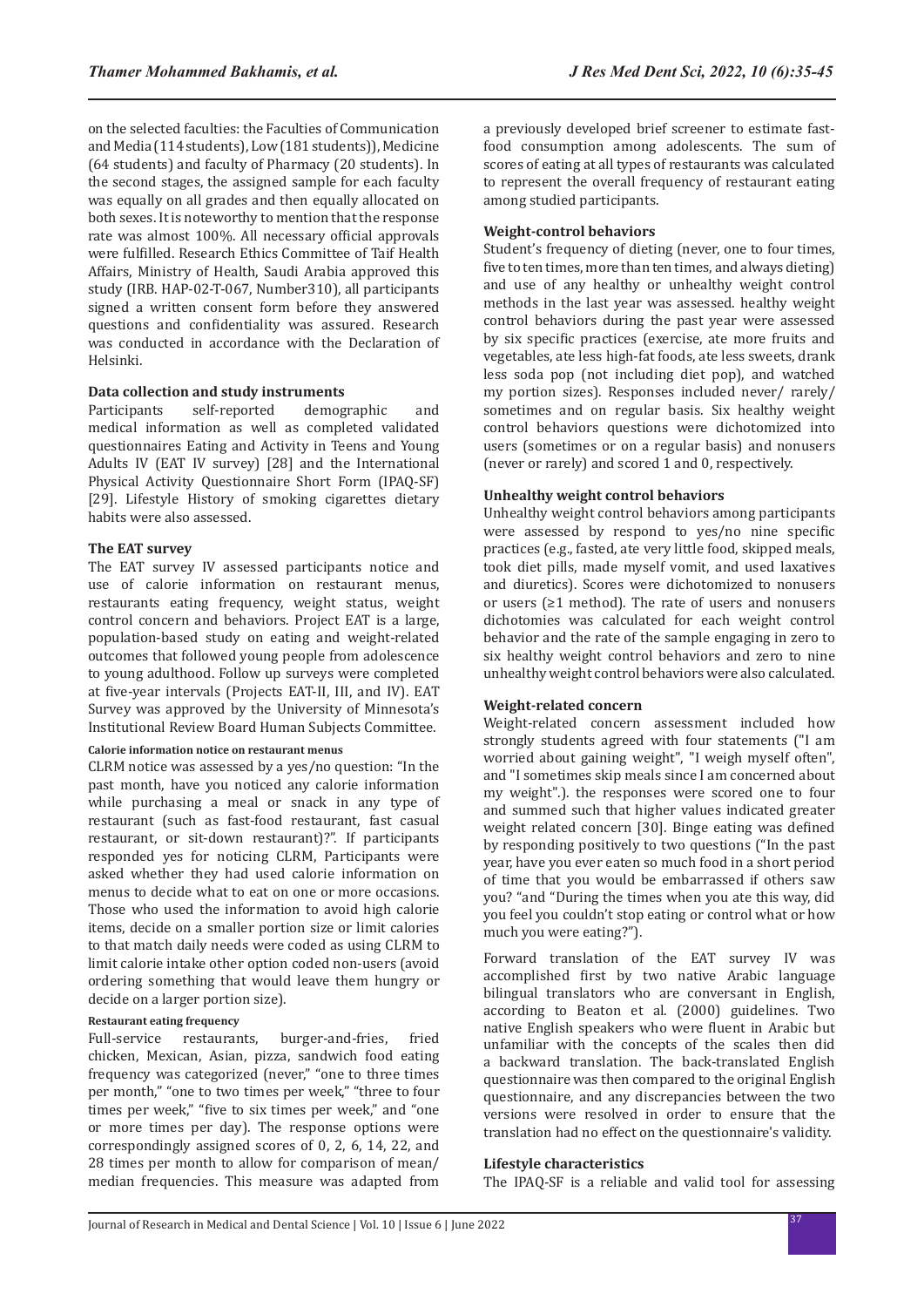on the selected faculties: the Faculties of Communication and Media (114 students), Low (181 students)), Medicine (64 students) and faculty of Pharmacy (20 students). In the second stages, the assigned sample for each faculty was equally on all grades and then equally allocated on both sexes. It is noteworthy to mention that the response rate was almost 100%. All necessary official approvals were fulfilled. Research Ethics Committee of Taif Health Affairs, Ministry of Health, Saudi Arabia approved this study (IRB. HAP-02-T-067, Number310), all participants signed a written consent form before they answered questions and confidentiality was assured. Research was conducted in accordance with the Declaration of Helsinki.

### Data collection and study instruments

Participants self-reported demographic and medical information as well as completed validated questionnaires Eating and Activity in Teens and Young Adults IV (EAT IV survey) [28] and the International Physical Activity Questionnaire Short Form (IPAQ-SF) [29]. Lifestyle History of smoking cigarettes dietary habits were also assessed.

### The EAT survey

The EAT survey IV assessed participants notice and use of calorie information on restaurant menus, restaurants eating frequency, weight status, weight control concern and behaviors. Project EAT is a large, population-based study on eating and weight-related outcomes that followed young people from adolescence to young adulthood. Follow up surveys were completed at five-year intervals (Projects EAT-II, III, and IV). EAT Survey was approved by the University of Minnesota's Institutional Review Board Human Subjects Committee.

#### Calorie information notice on restaurant menus

CLRM notice was assessed by a yes/no question: "In the past month, have you noticed any calorie information while purchasing a meal or snack in any type of restaurant (such as fast-food restaurant, fast casual restaurant, or sit-down restaurant)?". If participants responded yes for noticing CLRM, Participants were asked whether they had used calorie information on menus to decide what to eat on one or more occasions. Those who used the information to avoid high calorie items, decide on a smaller portion size or limit calories to that match daily needs were coded as using CLRM to limit calorie intake other option coded non-users (avoid ordering something that would leave them hungry or decide on a larger portion size).

#### Restaurant eating frequency

Full-service restaurants, burger-and-fries, fried chicken, Mexican, Asian, pizza, sandwich food eating frequency was categorized (never," "one to three times per month," "one to two times per week," "three to four times per week," "five to six times per week," and "one or more times per day). The response options were correspondingly assigned scores of 0, 2, 6, 14, 22, and 28 times per month to allow for comparison of mean/ median frequencies. This measure was adapted from a previously developed brief screener to estimate fast-food consumption among adolescents. The sum of scores of eating at all types of restaurants was calculated to represent the overall frequency of restaurant eating among studied participants.

### Weight-control behaviors

Student's frequency of dieting (never, one to four times, five to ten times, more than ten times, and always dieting) and use of any healthy or unhealthy weight control methods in the last year was assessed. healthy weight control behaviors during the past year were assessed by six specific practices (exercise, ate more fruits and vegetables, ate less high-fat foods, ate less sweets, drank less soda pop (not including diet pop), and watched my portion sizes). Responses included never/ rarely/ sometimes and on regular basis. Six healthy weight control behaviors questions were dichotomized into users (sometimes or on a regular basis) and nonusers (never or rarely) and scored 1 and 0, respectively.

### Unhealthy weight control behaviors

Unhealthy weight control behaviors among participants were assessed by respond to yes/no nine specific practices (e.g., fasted, ate very little food, skipped meals, took diet pills, made myself vomit, and used laxatives and diuretics). Scores were dichotomized to nonusers or users (≥1 method). The rate of users and nonusers dichotomies was calculated for each weight control behavior and the rate of the sample engaging in zero to six healthy weight control behaviors and zero to nine unhealthy weight control behaviors were also calculated.

### Weight-related concern

Weight-related concern assessment included how strongly students agreed with four statements ("I am worried about gaining weight", "I weigh myself often", and "I sometimes skip meals since I am concerned about my weight".). the responses were scored one to four and summed such that higher values indicated greater weight related concern [30]. Binge eating was defined by responding positively to two questions ("In the past year, have you ever eaten so much food in a short period of time that you would be embarrassed if others saw you? "and "During the times when you ate this way, did you feel you couldn't stop eating or control what or how much you were eating?").

Forward translation of the EAT survey IV was accomplished first by two native Arabic language bilingual translators who are conversant in English, according to Beaton et al. (2000) guidelines. Two native English speakers who were fluent in Arabic but unfamiliar with the concepts of the scales then did a backward translation. The back-translated English questionnaire was then compared to the original English questionnaire, and any discrepancies between the two versions were resolved in order to ensure that the translation had no effect on the questionnaire's validity.

### Lifestyle characteristics

The IPAQ-SF is a reliable and valid tool for assessing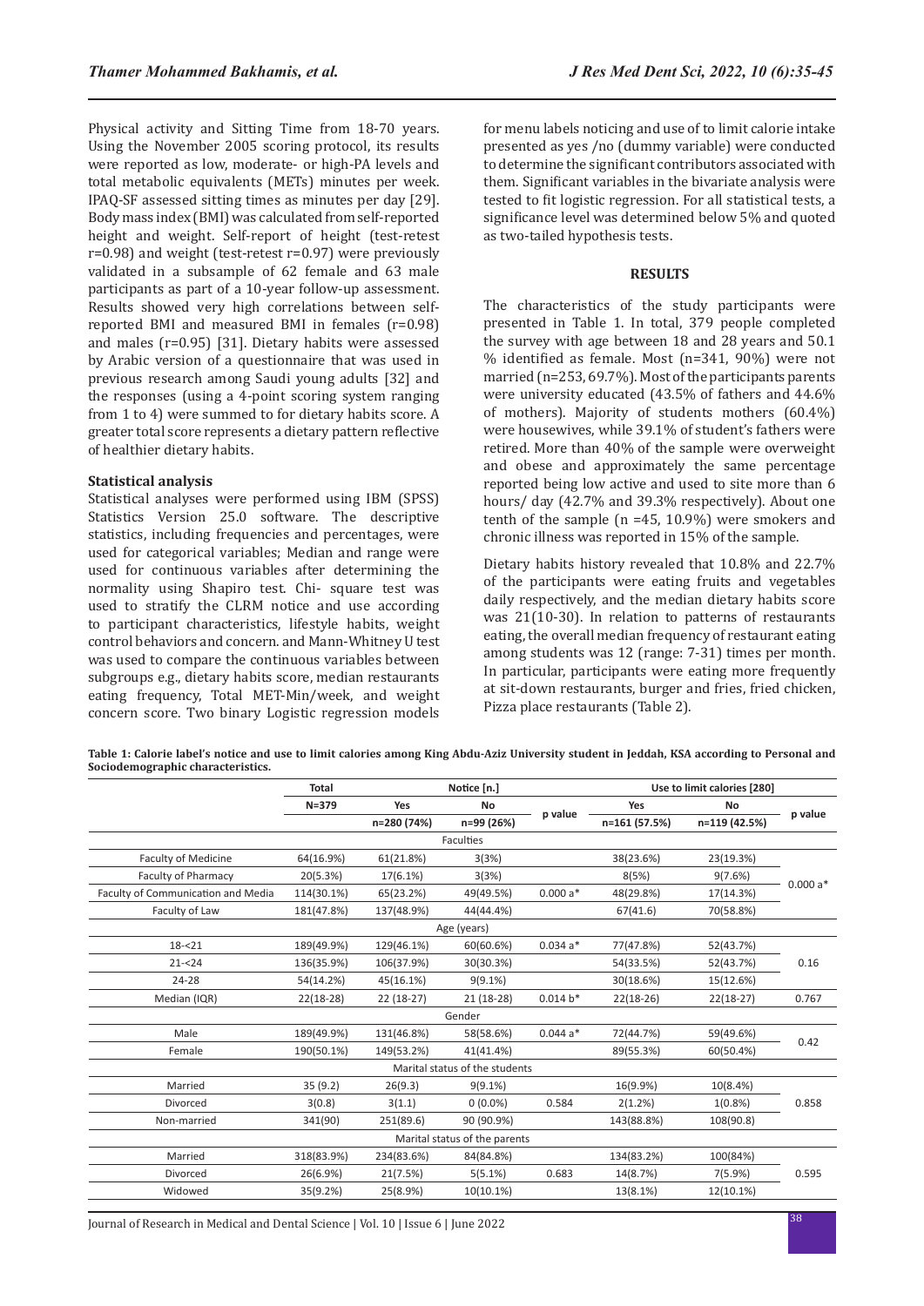Physical activity and Sitting Time from 18-70 years. Using the November 2005 scoring protocol, its results were reported as low, moderate- or high-PA levels and total metabolic equivalents (METs) minutes per week. IPAQ-SF assessed sitting times as minutes per day [29]. Body mass index (BMI) was calculated from self-reported height and weight. Self-report of height (test-retest r=0.98) and weight (test-retest r=0.97) were previously validated in a subsample of 62 female and 63 male participants as part of a 10-year follow-up assessment. Results showed very high correlations between self-reported BMI and measured BMI in females (r=0.98) and males (r=0.95) [31]. Dietary habits were assessed by Arabic version of a questionnaire that was used in previous research among Saudi young adults [32] and the responses (using a 4-point scoring system ranging from 1 to 4) were summed to for dietary habits score. A greater total score represents a dietary pattern reflective of healthier dietary habits.

### Statistical analysis

Statistical analyses were performed using IBM (SPSS) Statistics Version 25.0 software. The descriptive statistics, including frequencies and percentages, were used for categorical variables; Median and range were used for continuous variables after determining the normality using Shapiro test. Chi- square test was used to stratify the CLRM notice and use according to participant characteristics, lifestyle habits, weight control behaviors and concern. and Mann-Whitney U test was used to compare the continuous variables between subgroups e.g., dietary habits score, median restaurants eating frequency, Total MET-Min/week, and weight concern score. Two binary Logistic regression models for menu labels noticing and use of to limit calorie intake presented as yes /no (dummy variable) were conducted to determine the significant contributors associated with them. Significant variables in the bivariate analysis were tested to fit logistic regression. For all statistical tests, a significance level was determined below 5% and quoted as two-tailed hypothesis tests.

## RESULTS

The characteristics of the study participants were presented in Table 1. In total, 379 people completed the survey with age between 18 and 28 years and 50.1 % identified as female. Most (n=341, 90%) were not married (n=253, 69.7%). Most of the participants parents were university educated (43.5% of fathers and 44.6% of mothers). Majority of students mothers (60.4%) were housewives, while 39.1% of student's fathers were retired. More than 40% of the sample were overweight and obese and approximately the same percentage reported being low active and used to site more than 6 hours/ day (42.7% and 39.3% respectively). About one tenth of the sample (n =45, 10.9%) were smokers and chronic illness was reported in 15% of the sample.

Dietary habits history revealed that 10.8% and 22.7% of the participants were eating fruits and vegetables daily respectively, and the median dietary habits score was 21(10-30). In relation to patterns of restaurants eating, the overall median frequency of restaurant eating among students was 12 (range: 7-31) times per month. In particular, participants were eating more frequently at sit-down restaurants, burger and fries, fried chicken, Pizza place restaurants (Table 2).

**Table 1: Calorie label's notice and use to limit calories among King Abdu-Aziz University student in Jeddah, KSA according to Personal and Sociodemographic characteristics.**

| | Total | Notice [n.] | | | Use to limit calories [280] | | |
|---|---|---|---|---|---|---|---|
| | N=379 | Yes | No | p value | Yes | No | p value |
| | | n=280 (74%) | n=99 (26%) | | n=161 (57.5%) | n=119 (42.5%) | |
| **Faculties** | | | | | | | |
| Faculty of Medicine | 64(16.9%) | 61(21.8%) | 3(3%) | | 38(23.6%) | 23(19.3%) | |
| Faculty of Pharmacy | 20(5.3%) | 17(6.1%) | 3(3%) | | 8(5%) | 9(7.6%) | 0.000 a* |
| Faculty of Communication and Media | 114(30.1%) | 65(23.2%) | 49(49.5%) | 0.000 a* | 48(29.8%) | 17(14.3%) | |
| Faculty of Law | 181(47.8%) | 137(48.9%) | 44(44.4%) | | 67(41.6) | 70(58.8%) | |
| **Age (years)** | | | | | | | |
| 18-<21 | 189(49.9%) | 129(46.1%) | 60(60.6%) | 0.034 a* | 77(47.8%) | 52(43.7%) | |
| 21-<24 | 136(35.9%) | 106(37.9%) | 30(30.3%) | | 54(33.5%) | 52(43.7%) | 0.16 |
| 24-28 | 54(14.2%) | 45(16.1%) | 9(9.1%) | | 30(18.6%) | 15(12.6%) | |
| Median (IQR) | 22(18-28) | 22 (18-27) | 21 (18-28) | 0.014 b* | 22(18-26) | 22(18-27) | 0.767 |
| **Gender** | | | | | | | |
| Male | 189(49.9%) | 131(46.8%) | 58(58.6%) | 0.044 a* | 72(44.7%) | 59(49.6%) | 0.42 |
| Female | 190(50.1%) | 149(53.2%) | 41(41.4%) | | 89(55.3%) | 60(50.4%) | |
| **Marital status of the students** | | | | | | | |
| Married | 35 (9.2) | 26(9.3) | 9(9.1%) | | 16(9.9%) | 10(8.4%) | |
| Divorced | 3(0.8) | 3(1.1) | 0 (0.0%) | 0.584 | 2(1.2%) | 1(0.8%) | 0.858 |
| Non-married | 341(90) | 251(89.6) | 90 (90.9%) | | 143(88.8%) | 108(90.8) | |
| **Marital status of the parents** | | | | | | | |
| Married | 318(83.9%) | 234(83.6%) | 84(84.8%) | | 134(83.2%) | 100(84%) | |
| Divorced | 26(6.9%) | 21(7.5%) | 5(5.1%) | 0.683 | 14(8.7%) | 7(5.9%) | 0.595 |
| Widowed | 35(9.2%) | 25(8.9%) | 10(10.1%) | | 13(8.1%) | 12(10.1%) | |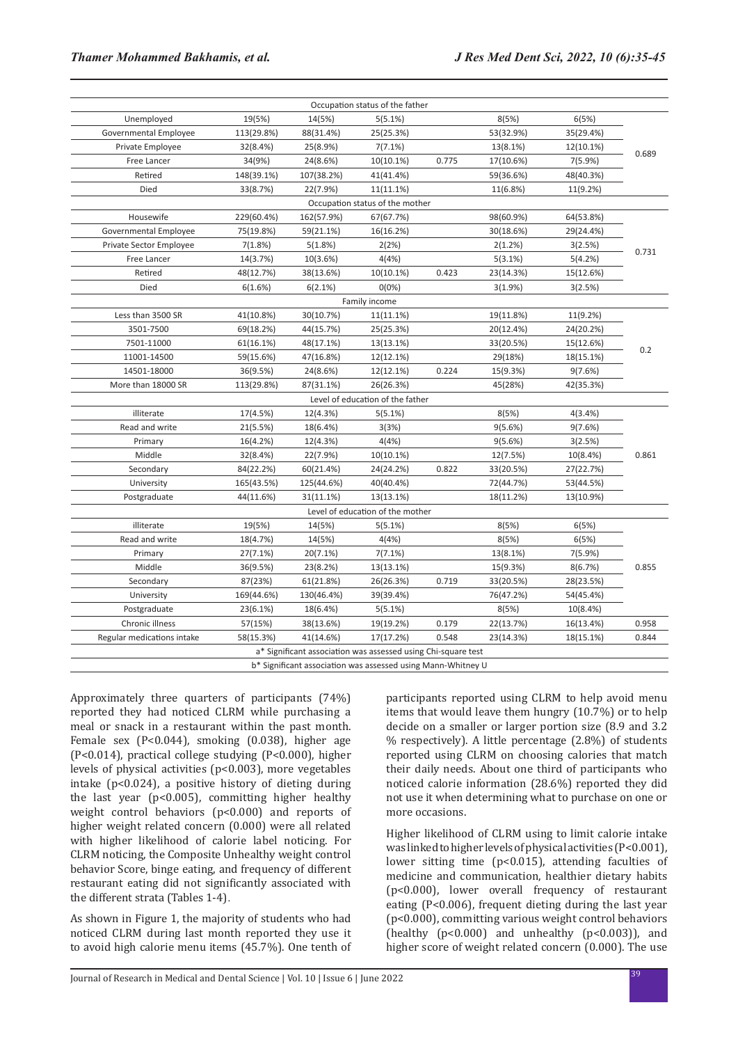| Occupation status of the father | | | | | | |
|---|---|---|---|---|---|---|
| Unemployed | 19(5%) | 14(5%) | 5(5.1%) | | 8(5%) | 6(5%) | |
| Governmental Employee | 113(29.8%) | 88(31.4%) | 25(25.3%) | | 53(32.9%) | 35(29.4%) | |
| Private Employee | 32(8.4%) | 25(8.9%) | 7(7.1%) | | 13(8.1%) | 12(10.1%) | 0.689 |
| Free Lancer | 34(9%) | 24(8.6%) | 10(10.1%) | 0.775 | 17(10.6%) | 7(5.9%) | |
| Retired | 148(39.1%) | 107(38.2%) | 41(41.4%) | | 59(36.6%) | 48(40.3%) | |
| Died | 33(8.7%) | 22(7.9%) | 11(11.1%) | | 11(6.8%) | 11(9.2%) | |
| **Occupation status of the mother** | | | | | | | |
| Housewife | 229(60.4%) | 162(57.9%) | 67(67.7%) | | 98(60.9%) | 64(53.8%) | |
| Governmental Employee | 75(19.8%) | 59(21.1%) | 16(16.2%) | | 30(18.6%) | 29(24.4%) | |
| Private Sector Employee | 7(1.8%) | 5(1.8%) | 2(2%) | | 2(1.2%) | 3(2.5%) | 0.731 |
| Free Lancer | 14(3.7%) | 10(3.6%) | 4(4%) | | 5(3.1%) | 5(4.2%) | |
| Retired | 48(12.7%) | 38(13.6%) | 10(10.1%) | 0.423 | 23(14.3%) | 15(12.6%) | |
| Died | 6(1.6%) | 6(2.1%) | 0(0%) | | 3(1.9%) | 3(2.5%) | |
| **Family income** | | | | | | | |
| Less than 3500 SR | 41(10.8%) | 30(10.7%) | 11(11.1%) | | 19(11.8%) | 11(9.2%) | |
| 3501-7500 | 69(18.2%) | 44(15.7%) | 25(25.3%) | | 20(12.4%) | 24(20.2%) | |
| 7501-11000 | 61(16.1%) | 48(17.1%) | 13(13.1%) | | 33(20.5%) | 15(12.6%) | 0.2 |
| 11001-14500 | 59(15.6%) | 47(16.8%) | 12(12.1%) | | 29(18%) | 18(15.1%) | |
| 14501-18000 | 36(9.5%) | 24(8.6%) | 12(12.1%) | 0.224 | 15(9.3%) | 9(7.6%) | |
| More than 18000 SR | 113(29.8%) | 87(31.1%) | 26(26.3%) | | 45(28%) | 42(35.3%) | |
| **Level of education of the father** | | | | | | | |
| illiterate | 17(4.5%) | 12(4.3%) | 5(5.1%) | | 8(5%) | 4(3.4%) | |
| Read and write | 21(5.5%) | 18(6.4%) | 3(3%) | | 9(5.6%) | 9(7.6%) | |
| Primary | 16(4.2%) | 12(4.3%) | 4(4%) | | 9(5.6%) | 3(2.5%) | |
| Middle | 32(8.4%) | 22(7.9%) | 10(10.1%) | | 12(7.5%) | 10(8.4%) | 0.861 |
| Secondary | 84(22.2%) | 60(21.4%) | 24(24.2%) | 0.822 | 33(20.5%) | 27(22.7%) | |
| University | 165(43.5%) | 125(44.6%) | 40(40.4%) | | 72(44.7%) | 53(44.5%) | |
| Postgraduate | 44(11.6%) | 31(11.1%) | 13(13.1%) | | 18(11.2%) | 13(10.9%) | |
| **Level of education of the mother** | | | | | | | |
| illiterate | 19(5%) | 14(5%) | 5(5.1%) | | 8(5%) | 6(5%) | |
| Read and write | 18(4.7%) | 14(5%) | 4(4%) | | 8(5%) | 6(5%) | |
| Primary | 27(7.1%) | 20(7.1%) | 7(7.1%) | | 13(8.1%) | 7(5.9%) | |
| Middle | 36(9.5%) | 23(8.2%) | 13(13.1%) | | 15(9.3%) | 8(6.7%) | 0.855 |
| Secondary | 87(23%) | 61(21.8%) | 26(26.3%) | 0.719 | 33(20.5%) | 28(23.5%) | |
| University | 169(44.6%) | 130(46.4%) | 39(39.4%) | | 76(47.2%) | 54(45.4%) | |
| Postgraduate | 23(6.1%) | 18(6.4%) | 5(5.1%) | | 8(5%) | 10(8.4%) | |
| Chronic illness | 57(15%) | 38(13.6%) | 19(19.2%) | 0.179 | 22(13.7%) | 16(13.4%) | 0.958 |
| Regular medications intake | 58(15.3%) | 41(14.6%) | 17(17.2%) | 0.548 | 23(14.3%) | 18(15.1%) | 0.844 |

a* Significant association was assessed using Chi-square test

b* Significant association was assessed using Mann-Whitney U

Approximately three quarters of participants (74%) reported they had noticed CLRM while purchasing a meal or snack in a restaurant within the past month. Female sex (P<0.044), smoking (0.038), higher age (P<0.014), practical college studying (P<0.000), higher levels of physical activities (p<0.003), more vegetables intake (p<0.024), a positive history of dieting during the last year (p<0.005), committing higher healthy weight control behaviors (p<0.000) and reports of higher weight related concern (0.000) were all related with higher likelihood of calorie label noticing. For CLRM noticing, the Composite Unhealthy weight control behavior Score, binge eating, and frequency of different restaurant eating did not significantly associated with the different strata (Tables 1-4).

As shown in Figure 1, the majority of students who had noticed CLRM during last month reported they use it to avoid high calorie menu items (45.7%). One tenth of participants reported using CLRM to help avoid menu items that would leave them hungry (10.7%) or to help decide on a smaller or larger portion size (8.9 and 3.2 % respectively). A little percentage (2.8%) of students reported using CLRM on choosing calories that match their daily needs. About one third of participants who noticed calorie information (28.6%) reported they did not use it when determining what to purchase on one or more occasions.

Higher likelihood of CLRM using to limit calorie intake was linked to higher levels of physical activities (P<0.001), lower sitting time (p<0.015), attending faculties of medicine and communication, healthier dietary habits (p<0.000), lower overall frequency of restaurant eating (P<0.006), frequent dieting during the last year (p<0.000), committing various weight control behaviors (healthy (p<0.000) and unhealthy (p<0.003)), and higher score of weight related concern (0.000). The use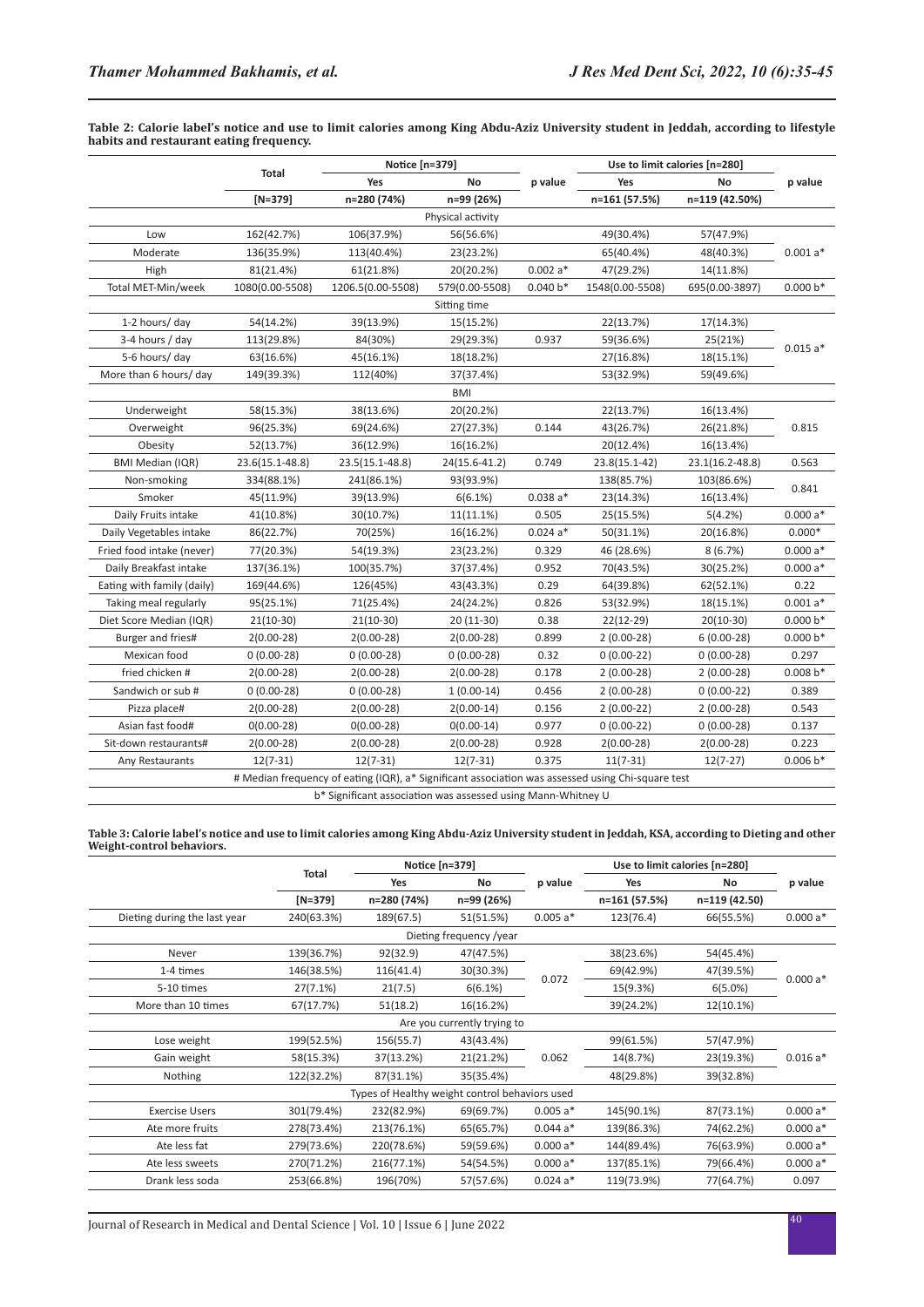**Table 2: Calorie label's notice and use to limit calories among King Abdu-Aziz University student in Jeddah, according to lifestyle habits and restaurant eating frequency.**

| | Total | Notice [n=379] | | p value | Use to limit calories [n=280] | | p value |
|---|---|---|---|---|---|---|---|
| | | Yes | No | | Yes | No | |
| | [N=379] | n=280 (74%) | n=99 (26%) | | n=161 (57.5%) | n=119 (42.50%) | |
| Physical activity | | | | | | | |
| Low | 162(42.7%) | 106(37.9%) | 56(56.6%) | | 49(30.4%) | 57(47.9%) | |
| Moderate | 136(35.9%) | 113(40.4%) | 23(23.2%) | | 65(40.4%) | 48(40.3%) | 0.001 a* |
| High | 81(21.4%) | 61(21.8%) | 20(20.2%) | 0.002 a* | 47(29.2%) | 14(11.8%) | |
| Total MET-Min/week | 1080(0.00-5508) | 1206.5(0.00-5508) | 579(0.00-5508) | 0.040 b* | 1548(0.00-5508) | 695(0.00-3897) | 0.000 b* |
| Sitting time | | | | | | | |
| 1-2 hours/ day | 54(14.2%) | 39(13.9%) | 15(15.2%) | | 22(13.7%) | 17(14.3%) | |
| 3-4 hours / day | 113(29.8%) | 84(30%) | 29(29.3%) | 0.937 | 59(36.6%) | 25(21%) | 0.015 a* |
| 5-6 hours/ day | 63(16.6%) | 45(16.1%) | 18(18.2%) | | 27(16.8%) | 18(15.1%) | |
| More than 6 hours/ day | 149(39.3%) | 112(40%) | 37(37.4%) | | 53(32.9%) | 59(49.6%) | |
| BMI | | | | | | | |
| Underweight | 58(15.3%) | 38(13.6%) | 20(20.2%) | | 22(13.7%) | 16(13.4%) | |
| Overweight | 96(25.3%) | 69(24.6%) | 27(27.3%) | 0.144 | 43(26.7%) | 26(21.8%) | 0.815 |
| Obesity | 52(13.7%) | 36(12.9%) | 16(16.2%) | | 20(12.4%) | 16(13.4%) | |
| BMI Median (IQR) | 23.6(15.1-48.8) | 23.5(15.1-48.8) | 24(15.6-41.2) | 0.749 | 23.8(15.1-42) | 23.1(16.2-48.8) | 0.563 |
| Non-smoking | 334(88.1%) | 241(86.1%) | 93(93.9%) | | 138(85.7%) | 103(86.6%) | 0.841 |
| Smoker | 45(11.9%) | 39(13.9%) | 6(6.1%) | 0.038 a* | 23(14.3%) | 16(13.4%) | |
| Daily Fruits intake | 41(10.8%) | 30(10.7%) | 11(11.1%) | 0.505 | 25(15.5%) | 5(4.2%) | 0.000 a* |
| Daily Vegetables intake | 86(22.7%) | 70(25%) | 16(16.2%) | 0.024 a* | 50(31.1%) | 20(16.8%) | 0.000* |
| Fried food intake (never) | 77(20.3%) | 54(19.3%) | 23(23.2%) | 0.329 | 46 (28.6%) | 8 (6.7%) | 0.000 a* |
| Daily Breakfast intake | 137(36.1%) | 100(35.7%) | 37(37.4%) | 0.952 | 70(43.5%) | 30(25.2%) | 0.000 a* |
| Eating with family (daily) | 169(44.6%) | 126(45%) | 43(43.3%) | 0.29 | 64(39.8%) | 62(52.1%) | 0.22 |
| Taking meal regularly | 95(25.1%) | 71(25.4%) | 24(24.2%) | 0.826 | 53(32.9%) | 18(15.1%) | 0.001 a* |
| Diet Score Median (IQR) | 21(10-30) | 21(10-30) | 20 (11-30) | 0.38 | 22(12-29) | 20(10-30) | 0.000 b* |
| Burger and fries# | 2(0.00-28) | 2(0.00-28) | 2(0.00-28) | 0.899 | 2 (0.00-28) | 6 (0.00-28) | 0.000 b* |
| Mexican food | 0 (0.00-28) | 0 (0.00-28) | 0 (0.00-28) | 0.32 | 0 (0.00-22) | 0 (0.00-28) | 0.297 |
| fried chicken # | 2(0.00-28) | 2(0.00-28) | 2(0.00-28) | 0.178 | 2 (0.00-28) | 2 (0.00-28) | 0.008 b* |
| Sandwich or sub # | 0 (0.00-28) | 0 (0.00-28) | 1 (0.00-14) | 0.456 | 2 (0.00-28) | 0 (0.00-22) | 0.389 |
| Pizza place# | 2(0.00-28) | 2(0.00-28) | 2(0.00-14) | 0.156 | 2 (0.00-22) | 2 (0.00-28) | 0.543 |
| Asian fast food# | 0(0.00-28) | 0(0.00-28) | 0(0.00-14) | 0.977 | 0 (0.00-22) | 0 (0.00-28) | 0.137 |
| Sit-down restaurants# | 2(0.00-28) | 2(0.00-28) | 2(0.00-28) | 0.928 | 2(0.00-28) | 2(0.00-28) | 0.223 |
| Any Restaurants | 12(7-31) | 12(7-31) | 12(7-31) | 0.375 | 11(7-31) | 12(7-27) | 0.006 b* |

# Median frequency of eating (IQR), a* Significant association was assessed using Chi-square test

b* Significant association was assessed using Mann-Whitney U

**Table 3: Calorie label's notice and use to limit calories among King Abdu-Aziz University student in Jeddah, KSA, according to Dieting and other Weight-control behaviors.**

| | Total | Notice [n=379] | | p value | Use to limit calories [n=280] | | p value |
|---|---|---|---|---|---|---|---|
| | | Yes | No | | Yes | No | |
| | [N=379] | n=280 (74%) | n=99 (26%) | | n=161 (57.5%) | n=119 (42.50) | |
| Dieting during the last year | 240(63.3%) | 189(67.5) | 51(51.5%) | 0.005 a* | 123(76.4) | 66(55.5%) | 0.000 a* |
| Dieting frequency /year | | | | | | | |
| Never | 139(36.7%) | 92(32.9) | 47(47.5%) | | 38(23.6%) | 54(45.4%) | |
| 1-4 times | 146(38.5%) | 116(41.4) | 30(30.3%) | 0.072 | 69(42.9%) | 47(39.5%) | 0.000 a* |
| 5-10 times | 27(7.1%) | 21(7.5) | 6(6.1%) | | 15(9.3%) | 6(5.0%) | |
| More than 10 times | 67(17.7%) | 51(18.2) | 16(16.2%) | | 39(24.2%) | 12(10.1%) | |
| Are you currently trying to | | | | | | | |
| Lose weight | 199(52.5%) | 156(55.7) | 43(43.4%) | | 99(61.5%) | 57(47.9%) | |
| Gain weight | 58(15.3%) | 37(13.2%) | 21(21.2%) | 0.062 | 14(8.7%) | 23(19.3%) | 0.016 a* |
| Nothing | 122(32.2%) | 87(31.1%) | 35(35.4%) | | 48(29.8%) | 39(32.8%) | |
| Types of Healthy weight control behaviors used | | | | | | | |
| Exercise Users | 301(79.4%) | 232(82.9%) | 69(69.7%) | 0.005 a* | 145(90.1%) | 87(73.1%) | 0.000 a* |
| Ate more fruits | 278(73.4%) | 213(76.1%) | 65(65.7%) | 0.044 a* | 139(86.3%) | 74(62.2%) | 0.000 a* |
| Ate less fat | 279(73.6%) | 220(78.6%) | 59(59.6%) | 0.000 a* | 144(89.4%) | 76(63.9%) | 0.000 a* |
| Ate less sweets | 270(71.2%) | 216(77.1%) | 54(54.5%) | 0.000 a* | 137(85.1%) | 79(66.4%) | 0.000 a* |
| Drank less soda | 253(66.8%) | 196(70%) | 57(57.6%) | 0.024 a* | 119(73.9%) | 77(64.7%) | 0.097 |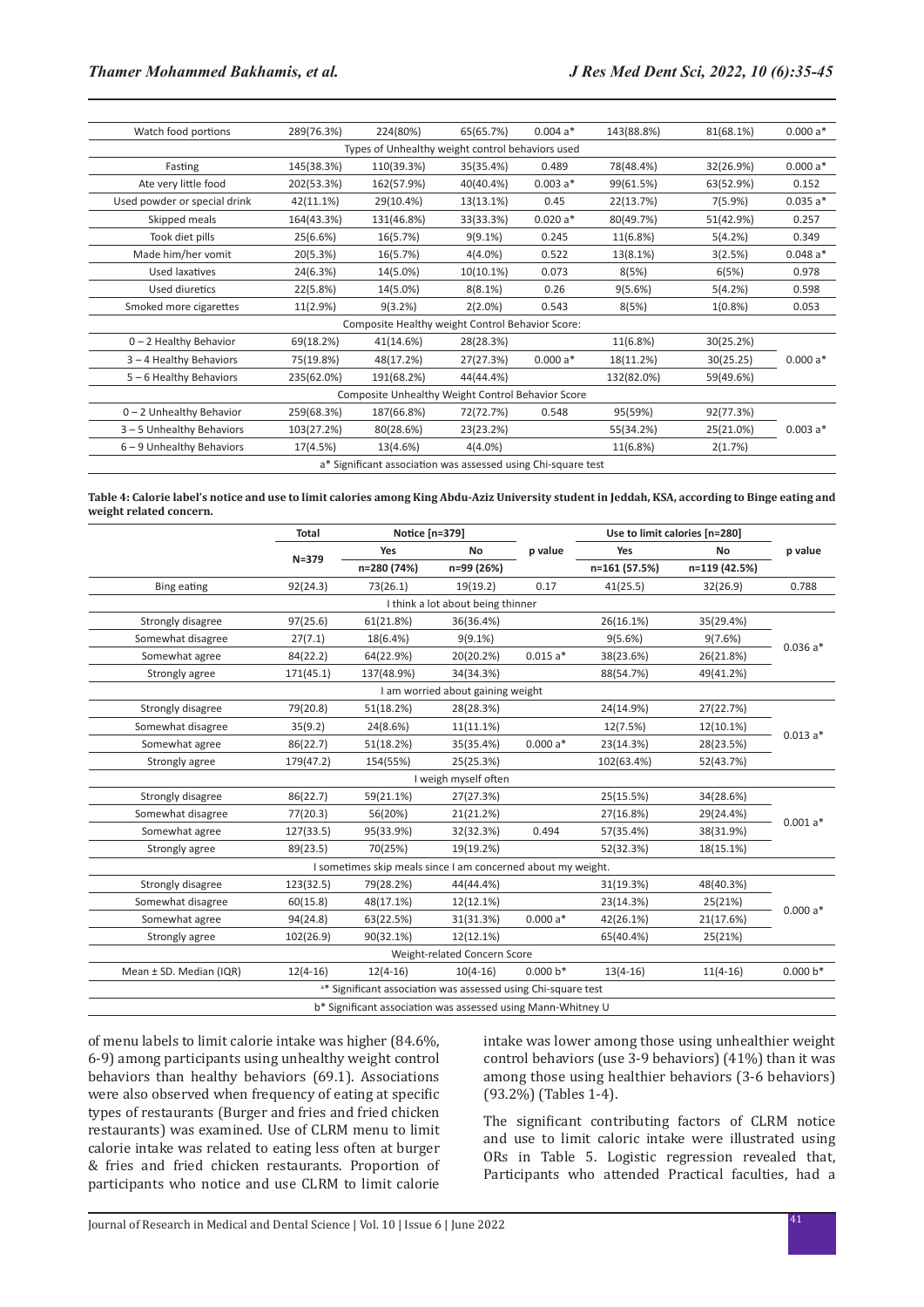| Watch food portions | 289(76.3%) | 224(80%) | 65(65.7%) | 0.004 a* | 143(88.8%) | 81(68.1%) | 0.000 a* |
|---|---|---|---|---|---|---|---|
| Types of Unhealthy weight control behaviors used | | | | | | | |
| Fasting | 145(38.3%) | 110(39.3%) | 35(35.4%) | 0.489 | 78(48.4%) | 32(26.9%) | 0.000 a* |
| Ate very little food | 202(53.3%) | 162(57.9%) | 40(40.4%) | 0.003 a* | 99(61.5%) | 63(52.9%) | 0.152 |
| Used powder or special drink | 42(11.1%) | 29(10.4%) | 13(13.1%) | 0.45 | 22(13.7%) | 7(5.9%) | 0.035 a* |
| Skipped meals | 164(43.3%) | 131(46.8%) | 33(33.3%) | 0.020 a* | 80(49.7%) | 51(42.9%) | 0.257 |
| Took diet pills | 25(6.6%) | 16(5.7%) | 9(9.1%) | 0.245 | 11(6.8%) | 5(4.2%) | 0.349 |
| Made him/her vomit | 20(5.3%) | 16(5.7%) | 4(4.0%) | 0.522 | 13(8.1%) | 3(2.5%) | 0.048 a* |
| Used laxatives | 24(6.3%) | 14(5.0%) | 10(10.1%) | 0.073 | 8(5%) | 6(5%) | 0.978 |
| Used diuretics | 22(5.8%) | 14(5.0%) | 8(8.1%) | 0.26 | 9(5.6%) | 5(4.2%) | 0.598 |
| Smoked more cigarettes | 11(2.9%) | 9(3.2%) | 2(2.0%) | 0.543 | 8(5%) | 1(0.8%) | 0.053 |
| Composite Healthy weight Control Behavior Score: | | | | | | | |
| 0 – 2 Healthy Behavior | 69(18.2%) | 41(14.6%) | 28(28.3%) | | 11(6.8%) | 30(25.2%) | |
| 3 – 4 Healthy Behaviors | 75(19.8%) | 48(17.2%) | 27(27.3%) | 0.000 a* | 18(11.2%) | 30(25.25) | 0.000 a* |
| 5 – 6 Healthy Behaviors | 235(62.0%) | 191(68.2%) | 44(44.4%) | | 132(82.0%) | 59(49.6%) | |
| Composite Unhealthy Weight Control Behavior Score | | | | | | | |
| 0 – 2 Unhealthy Behavior | 259(68.3%) | 187(66.8%) | 72(72.7%) | 0.548 | 95(59%) | 92(77.3%) | |
| 3 – 5 Unhealthy Behaviors | 103(27.2%) | 80(28.6%) | 23(23.2%) | | 55(34.2%) | 25(21.0%) | 0.003 a* |
| 6 – 9 Unhealthy Behaviors | 17(4.5%) | 13(4.6%) | 4(4.0%) | | 11(6.8%) | 2(1.7%) | |
| a* Significant association was assessed using Chi-square test | | | | | | | |

**Table 4: Calorie label's notice and use to limit calories among King Abdu-Aziz University student in Jeddah, KSA, according to Binge eating and weight related concern.**

| | Total | Notice [n=379] | | p value | Use to limit calories [n=280] | | p value |
|---|---|---|---|---|---|---|---|
| | N=379 | Yes | No | | Yes | No | |
| | | n=280 (74%) | n=99 (26%) | | n=161 (57.5%) | n=119 (42.5%) | |
| Bing eating | 92(24.3) | 73(26.1) | 19(19.2) | 0.17 | 41(25.5) | 32(26.9) | 0.788 |
| I think a lot about being thinner | | | | | | | |
| Strongly disagree | 97(25.6) | 61(21.8%) | 36(36.4%) | | 26(16.1%) | 35(29.4%) | |
| Somewhat disagree | 27(7.1) | 18(6.4%) | 9(9.1%) | | 9(5.6%) | 9(7.6%) | 0.036 a* |
| Somewhat agree | 84(22.2) | 64(22.9%) | 20(20.2%) | 0.015 a* | 38(23.6%) | 26(21.8%) | |
| Strongly agree | 171(45.1) | 137(48.9%) | 34(34.3%) | | 88(54.7%) | 49(41.2%) | |
| I am worried about gaining weight | | | | | | | |
| Strongly disagree | 79(20.8) | 51(18.2%) | 28(28.3%) | | 24(14.9%) | 27(22.7%) | |
| Somewhat disagree | 35(9.2) | 24(8.6%) | 11(11.1%) | | 12(7.5%) | 12(10.1%) | 0.013 a* |
| Somewhat agree | 86(22.7) | 51(18.2%) | 35(35.4%) | 0.000 a* | 23(14.3%) | 28(23.5%) | |
| Strongly agree | 179(47.2) | 154(55%) | 25(25.3%) | | 102(63.4%) | 52(43.7%) | |
| I weigh myself often | | | | | | | |
| Strongly disagree | 86(22.7) | 59(21.1%) | 27(27.3%) | | 25(15.5%) | 34(28.6%) | |
| Somewhat disagree | 77(20.3) | 56(20%) | 21(21.2%) | | 27(16.8%) | 29(24.4%) | 0.001 a* |
| Somewhat agree | 127(33.5) | 95(33.9%) | 32(32.3%) | 0.494 | 57(35.4%) | 38(31.9%) | |
| Strongly agree | 89(23.5) | 70(25%) | 19(19.2%) | | 52(32.3%) | 18(15.1%) | |
| I sometimes skip meals since I am concerned about my weight. | | | | | | | |
| Strongly disagree | 123(32.5) | 79(28.2%) | 44(44.4%) | | 31(19.3%) | 48(40.3%) | |
| Somewhat disagree | 60(15.8) | 48(17.1%) | 12(12.1%) | | 23(14.3%) | 25(21%) | 0.000 a* |
| Somewhat agree | 94(24.8) | 63(22.5%) | 31(31.3%) | 0.000 a* | 42(26.1%) | 21(17.6%) | |
| Strongly agree | 102(26.9) | 90(32.1%) | 12(12.1%) | | 65(40.4%) | 25(21%) | |
| Weight-related Concern Score | | | | | | | |
| Mean ± SD. Median (IQR) | 12(4-16) | 12(4-16) | 10(4-16) | 0.000 b* | 13(4-16) | 11(4-16) | 0.000 b* |
| a* Significant association was assessed using Chi-square test | | | | | | | |
| b* Significant association was assessed using Mann-Whitney U | | | | | | | |

of menu labels to limit calorie intake was higher (84.6%, 6-9) among participants using unhealthy weight control behaviors than healthy behaviors (69.1). Associations were also observed when frequency of eating at specific types of restaurants (Burger and fries and fried chicken restaurants) was examined. Use of CLRM menu to limit calorie intake was related to eating less often at burger & fries and fried chicken restaurants. Proportion of participants who notice and use CLRM to limit calorie intake was lower among those using unhealthier weight control behaviors (use 3-9 behaviors) (41%) than it was among those using healthier behaviors (3-6 behaviors) (93.2%) (Tables 1-4).

The significant contributing factors of CLRM notice and use to limit caloric intake were illustrated using ORs in Table 5. Logistic regression revealed that, Participants who attended Practical faculties, had a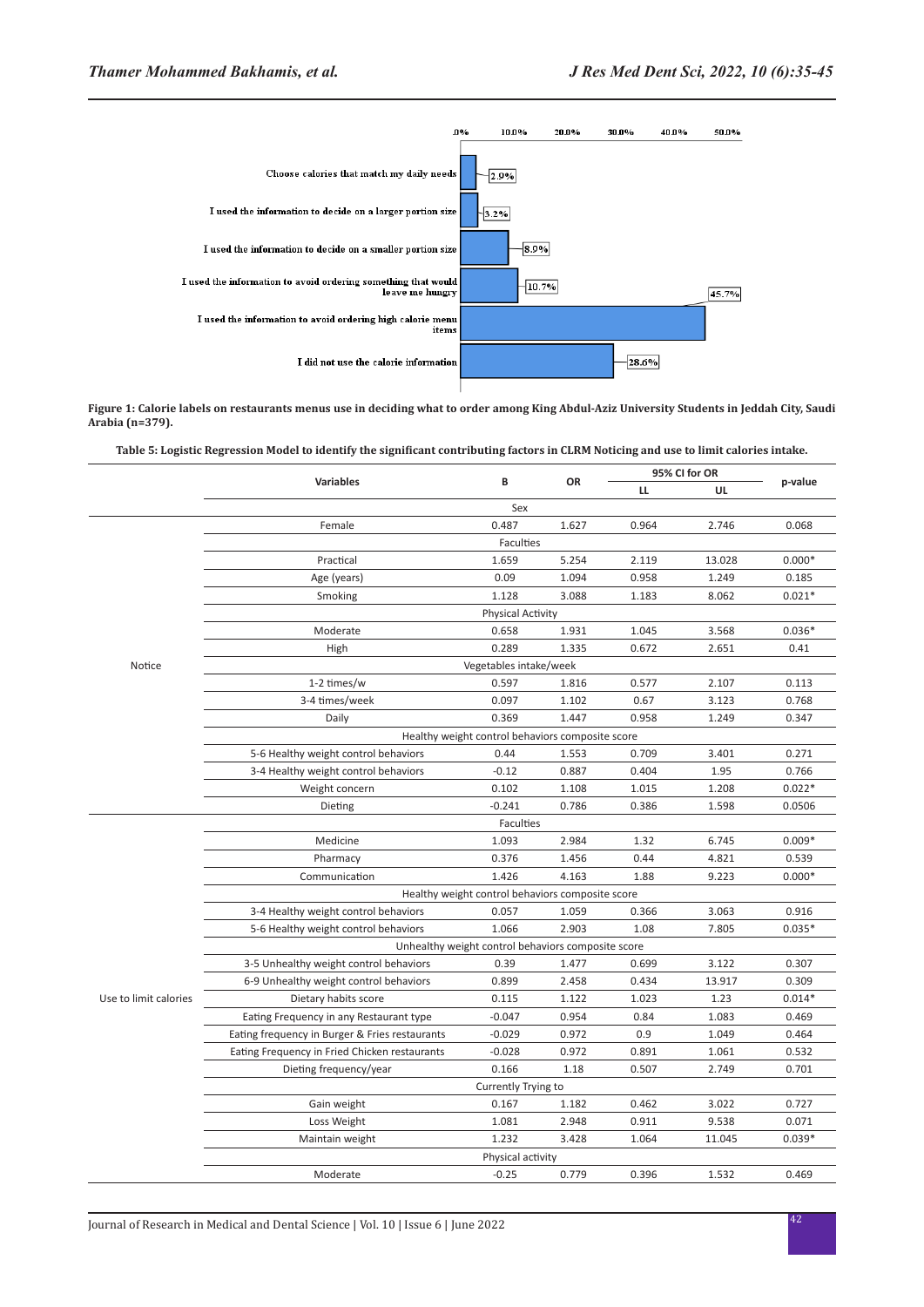| Response | Percentage |
|---|---|
| Choose calories that match my daily needs | 2.9% |
| I used the information to decide on a larger portion size | 3.2% |
| I used the information to decide on a smaller portion size | 8.9% |
| I used the information to avoid ordering something that would leave me hungry | 10.7% |
| I used the information to avoid ordering high calorie menu items | 45.7% |
| I did not use the calorie information | 28.6% |

**Figure 1: Calorie labels on restaurants menus use in deciding what to order among King Abdul-Aziz University Students in Jeddah City, Saudi Arabia (n=379).**

**Table 5: Logistic Regression Model to identify the significant contributing factors in CLRM Noticing and use to limit calories intake.**

| | Variables | B | OR | 95% CI for OR | | p-value |
|---|---|---|---|---|---|---|
| | | | | LL | UL | |
| Notice | Sex | | | | | |
| | Female | 0.487 | 1.627 | 0.964 | 2.746 | 0.068 |
| | Faculties | | | | | |
| | Practical | 1.659 | 5.254 | 2.119 | 13.028 | 0.000* |
| | Age (years) | 0.09 | 1.094 | 0.958 | 1.249 | 0.185 |
| | Smoking | 1.128 | 3.088 | 1.183 | 8.062 | 0.021* |
| | Physical Activity | | | | | |
| | Moderate | 0.658 | 1.931 | 1.045 | 3.568 | 0.036* |
| | High | 0.289 | 1.335 | 0.672 | 2.651 | 0.41 |
| | Vegetables intake/week | | | | | |
| | 1-2 times/w | 0.597 | 1.816 | 0.577 | 2.107 | 0.113 |
| | 3-4 times/week | 0.097 | 1.102 | 0.67 | 3.123 | 0.768 |
| | Daily | 0.369 | 1.447 | 0.958 | 1.249 | 0.347 |
| | Healthy weight control behaviors composite score | | | | | |
| | 5-6 Healthy weight control behaviors | 0.44 | 1.553 | 0.709 | 3.401 | 0.271 |
| | 3-4 Healthy weight control behaviors | -0.12 | 0.887 | 0.404 | 1.95 | 0.766 |
| | Weight concern | 0.102 | 1.108 | 1.015 | 1.208 | 0.022* |
| | Dieting | -0.241 | 0.786 | 0.386 | 1.598 | 0.0506 |
| Use to limit calories | Faculties | | | | | |
| | Medicine | 1.093 | 2.984 | 1.32 | 6.745 | 0.009* |
| | Pharmacy | 0.376 | 1.456 | 0.44 | 4.821 | 0.539 |
| | Communication | 1.426 | 4.163 | 1.88 | 9.223 | 0.000* |
| | Healthy weight control behaviors composite score | | | | | |
| | 3-4 Healthy weight control behaviors | 0.057 | 1.059 | 0.366 | 3.063 | 0.916 |
| | 5-6 Healthy weight control behaviors | 1.066 | 2.903 | 1.08 | 7.805 | 0.035* |
| | Unhealthy weight control behaviors composite score | | | | | |
| | 3-5 Unhealthy weight control behaviors | 0.39 | 1.477 | 0.699 | 3.122 | 0.307 |
| | 6-9 Unhealthy weight control behaviors | 0.899 | 2.458 | 0.434 | 13.917 | 0.309 |
| | Dietary habits score | 0.115 | 1.122 | 1.023 | 1.23 | 0.014* |
| | Eating Frequency in any Restaurant type | -0.047 | 0.954 | 0.84 | 1.083 | 0.469 |
| | Eating frequency in Burger & Fries restaurants | -0.029 | 0.972 | 0.9 | 1.049 | 0.464 |
| | Eating Frequency in Fried Chicken restaurants | -0.028 | 0.972 | 0.891 | 1.061 | 0.532 |
| | Dieting frequency/year | 0.166 | 1.18 | 0.507 | 2.749 | 0.701 |
| | Currently Trying to | | | | | |
| | Gain weight | 0.167 | 1.182 | 0.462 | 3.022 | 0.727 |
| | Loss Weight | 1.081 | 2.948 | 0.911 | 9.538 | 0.071 |
| | Maintain weight | 1.232 | 3.428 | 1.064 | 11.045 | 0.039* |
| | Physical activity | | | | | |
| | Moderate | -0.25 | 0.779 | 0.396 | 1.532 | 0.469 |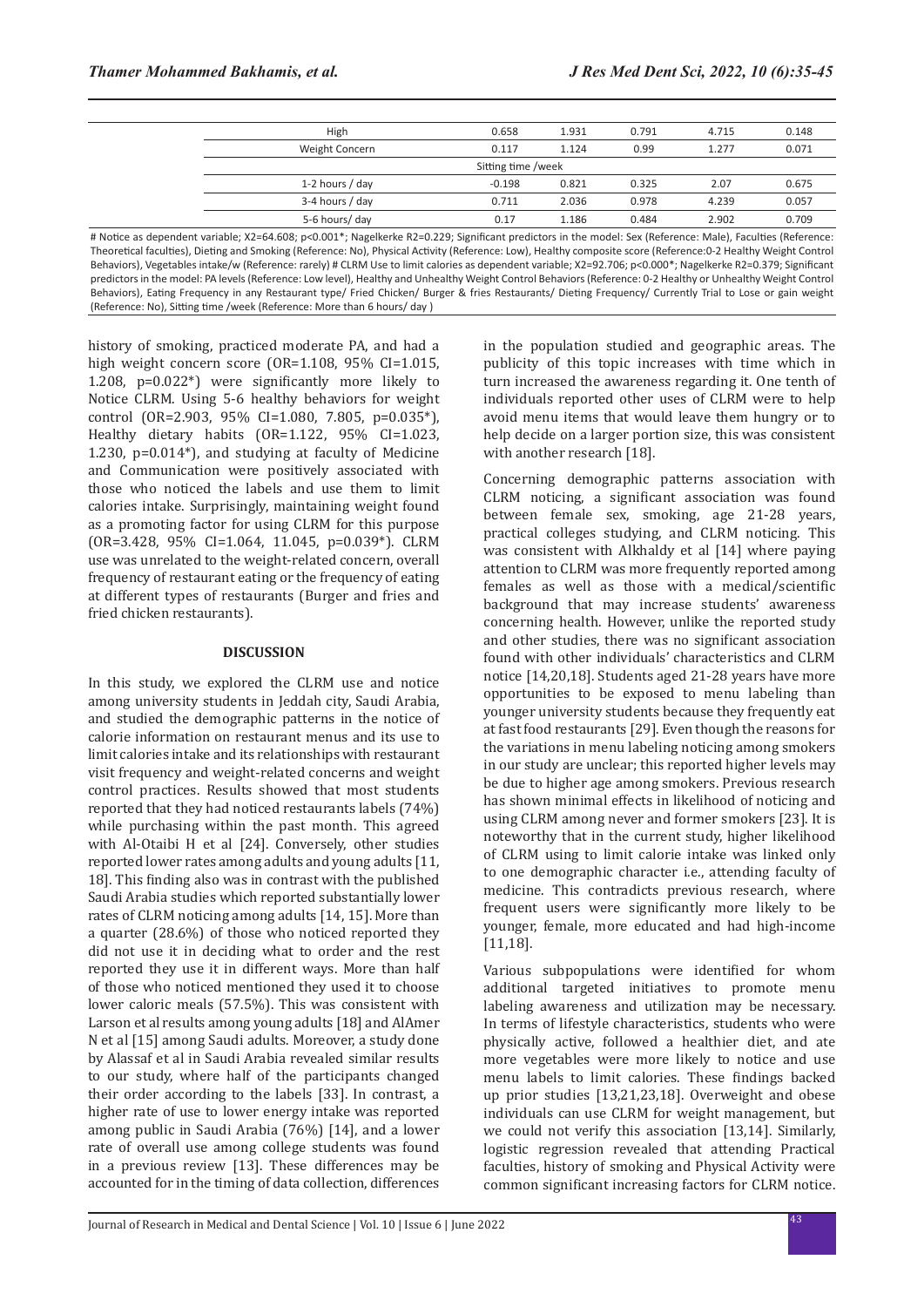| | | | | | |
|---|---|---|---|---|---|
| High | 0.658 | 1.931 | 0.791 | 4.715 | 0.148 |
| Weight Concern | 0.117 | 1.124 | 0.99 | 1.277 | 0.071 |
| Sitting time /week | | | | | |
| 1-2 hours / day | -0.198 | 0.821 | 0.325 | 2.07 | 0.675 |
| 3-4 hours / day | 0.711 | 2.036 | 0.978 | 4.239 | 0.057 |
| 5-6 hours/ day | 0.17 | 1.186 | 0.484 | 2.902 | 0.709 |

# Notice as dependent variable; X2=64.608; p<0.001*; Nagelkerke R2=0.229; Significant predictors in the model: Sex (Reference: Male), Faculties (Reference: Theoretical faculties), Dieting and Smoking (Reference: No), Physical Activity (Reference: Low), Healthy composite score (Reference:0-2 Healthy Weight Control Behaviors), Vegetables intake/w (Reference: rarely) # CLRM Use to limit calories as dependent variable; X2=92.706; p<0.000*; Nagelkerke R2=0.379; Significant predictors in the model: PA levels (Reference: Low level), Healthy and Unhealthy Weight Control Behaviors (Reference: 0-2 Healthy or Unhealthy Weight Control Behaviors), Eating Frequency in any Restaurant type/ Fried Chicken/ Burger & fries Restaurants/ Dieting Frequency/ Currently Trial to Lose or gain weight (Reference: No), Sitting time /week (Reference: More than 6 hours/ day )

history of smoking, practiced moderate PA, and had a high weight concern score (OR=1.108, 95% CI=1.015, 1.208, p=0.022*) were significantly more likely to Notice CLRM. Using 5-6 healthy behaviors for weight control (OR=2.903, 95% CI=1.080, 7.805, p=0.035*), Healthy dietary habits (OR=1.122, 95% CI=1.023, 1.230, p=0.014*), and studying at faculty of Medicine and Communication were positively associated with those who noticed the labels and use them to limit calories intake. Surprisingly, maintaining weight found as a promoting factor for using CLRM for this purpose (OR=3.428, 95% CI=1.064, 11.045, p=0.039*). CLRM use was unrelated to the weight-related concern, overall frequency of restaurant eating or the frequency of eating at different types of restaurants (Burger and fries and fried chicken restaurants).

## DISCUSSION

In this study, we explored the CLRM use and notice among university students in Jeddah city, Saudi Arabia, and studied the demographic patterns in the notice of calorie information on restaurant menus and its use to limit calories intake and its relationships with restaurant visit frequency and weight-related concerns and weight control practices. Results showed that most students reported that they had noticed restaurants labels (74%) while purchasing within the past month. This agreed with Al-Otaibi H et al [24]. Conversely, other studies reported lower rates among adults and young adults [11, 18]. This finding also was in contrast with the published Saudi Arabia studies which reported substantially lower rates of CLRM noticing among adults [14, 15]. More than a quarter (28.6%) of those who noticed reported they did not use it in deciding what to order and the rest reported they use it in different ways. More than half of those who noticed mentioned they used it to choose lower caloric meals (57.5%). This was consistent with Larson et al results among young adults [18] and AlAmer N et al [15] among Saudi adults. Moreover, a study done by Alassaf et al in Saudi Arabia revealed similar results to our study, where half of the participants changed their order according to the labels [33]. In contrast, a higher rate of use to lower energy intake was reported among public in Saudi Arabia (76%) [14], and a lower rate of overall use among college students was found in a previous review [13]. These differences may be accounted for in the timing of data collection, differences in the population studied and geographic areas. The publicity of this topic increases with time which in turn increased the awareness regarding it. One tenth of individuals reported other uses of CLRM were to help avoid menu items that would leave them hungry or to help decide on a larger portion size, this was consistent with another research [18].

Concerning demographic patterns association with CLRM noticing, a significant association was found between female sex, smoking, age 21-28 years, practical colleges studying, and CLRM noticing. This was consistent with Alkhaldy et al [14] where paying attention to CLRM was more frequently reported among females as well as those with a medical/scientific background that may increase students' awareness concerning health. However, unlike the reported study and other studies, there was no significant association found with other individuals' characteristics and CLRM notice [14,20,18]. Students aged 21-28 years have more opportunities to be exposed to menu labeling than younger university students because they frequently eat at fast food restaurants [29]. Even though the reasons for the variations in menu labeling noticing among smokers in our study are unclear; this reported higher levels may be due to higher age among smokers. Previous research has shown minimal effects in likelihood of noticing and using CLRM among never and former smokers [23]. It is noteworthy that in the current study, higher likelihood of CLRM using to limit calorie intake was linked only to one demographic character i.e., attending faculty of medicine. This contradicts previous research, where frequent users were significantly more likely to be younger, female, more educated and had high-income [11,18].

Various subpopulations were identified for whom additional targeted initiatives to promote menu labeling awareness and utilization may be necessary. In terms of lifestyle characteristics, students who were physically active, followed a healthier diet, and ate more vegetables were more likely to notice and use menu labels to limit calories. These findings backed up prior studies [13,21,23,18]. Overweight and obese individuals can use CLRM for weight management, but we could not verify this association [13,14]. Similarly, logistic regression revealed that attending Practical faculties, history of smoking and Physical Activity were common significant increasing factors for CLRM notice.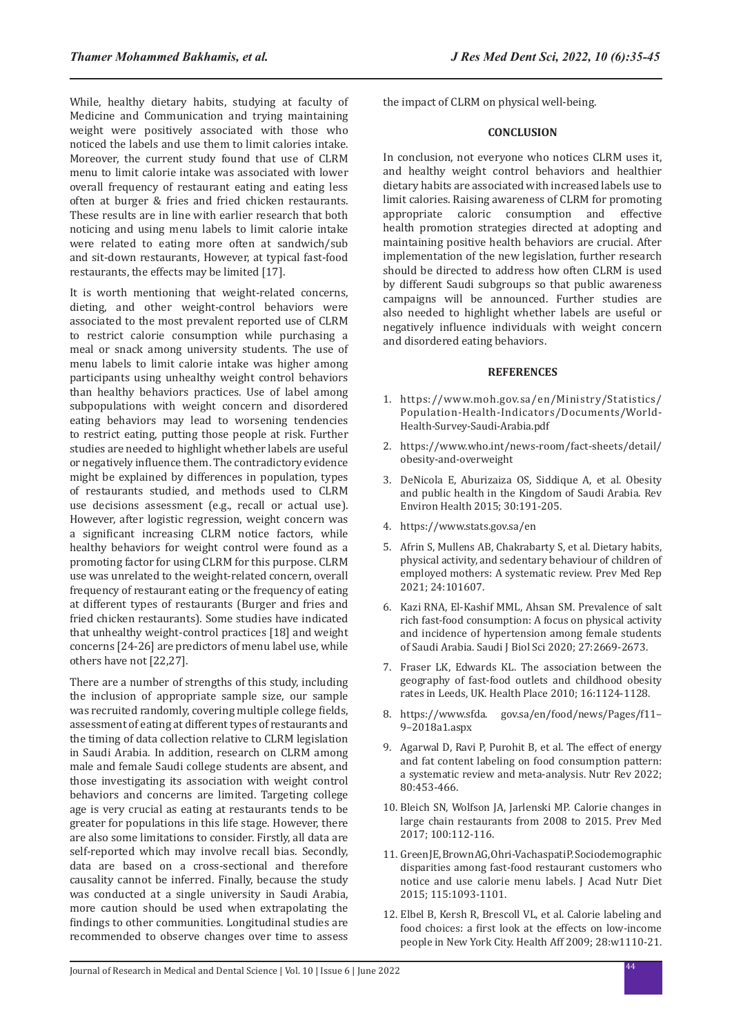While, healthy dietary habits, studying at faculty of Medicine and Communication and trying maintaining weight were positively associated with those who noticed the labels and use them to limit calories intake. Moreover, the current study found that use of CLRM menu to limit calorie intake was associated with lower overall frequency of restaurant eating and eating less often at burger & fries and fried chicken restaurants. These results are in line with earlier research that both noticing and using menu labels to limit calorie intake were related to eating more often at sandwich/sub and sit-down restaurants, However, at typical fast-food restaurants, the effects may be limited [17].

It is worth mentioning that weight-related concerns, dieting, and other weight-control behaviors were associated to the most prevalent reported use of CLRM to restrict calorie consumption while purchasing a meal or snack among university students. The use of menu labels to limit calorie intake was higher among participants using unhealthy weight control behaviors than healthy behaviors practices. Use of label among subpopulations with weight concern and disordered eating behaviors may lead to worsening tendencies to restrict eating, putting those people at risk. Further studies are needed to highlight whether labels are useful or negatively influence them. The contradictory evidence might be explained by differences in population, types of restaurants studied, and methods used to CLRM use decisions assessment (e.g., recall or actual use). However, after logistic regression, weight concern was a significant increasing CLRM notice factors, while healthy behaviors for weight control were found as a promoting factor for using CLRM for this purpose. CLRM use was unrelated to the weight-related concern, overall frequency of restaurant eating or the frequency of eating at different types of restaurants (Burger and fries and fried chicken restaurants). Some studies have indicated that unhealthy weight-control practices [18] and weight concerns [24-26] are predictors of menu label use, while others have not [22,27].

There are a number of strengths of this study, including the inclusion of appropriate sample size, our sample was recruited randomly, covering multiple college fields, assessment of eating at different types of restaurants and the timing of data collection relative to CLRM legislation in Saudi Arabia. In addition, research on CLRM among male and female Saudi college students are absent, and those investigating its association with weight control behaviors and concerns are limited. Targeting college age is very crucial as eating at restaurants tends to be greater for populations in this life stage. However, there are also some limitations to consider. Firstly, all data are self-reported which may involve recall bias. Secondly, data are based on a cross-sectional and therefore causality cannot be inferred. Finally, because the study was conducted at a single university in Saudi Arabia, more caution should be used when extrapolating the findings to other communities. Longitudinal studies are recommended to observe changes over time to assess the impact of CLRM on physical well-being.

## CONCLUSION

In conclusion, not everyone who notices CLRM uses it, and healthy weight control behaviors and healthier dietary habits are associated with increased labels use to limit calories. Raising awareness of CLRM for promoting appropriate caloric consumption and effective health promotion strategies directed at adopting and maintaining positive health behaviors are crucial. After implementation of the new legislation, further research should be directed to address how often CLRM is used by different Saudi subgroups so that public awareness campaigns will be announced. Further studies are also needed to highlight whether labels are useful or negatively influence individuals with weight concern and disordered eating behaviors.

## REFERENCES

1. https://www.moh.gov.sa/en/Ministry/Statistics/Population-Health-Indicators/Documents/World-Health-Survey-Saudi-Arabia.pdf
2. https://www.who.int/news-room/fact-sheets/detail/obesity-and-overweight
3. DeNicola E, Aburizaiza OS, Siddique A, et al. Obesity and public health in the Kingdom of Saudi Arabia. Rev Environ Health 2015; 30:191-205.
4. https://www.stats.gov.sa/en
5. Afrin S, Mullens AB, Chakrabarty S, et al. Dietary habits, physical activity, and sedentary behaviour of children of employed mothers: A systematic review. Prev Med Rep 2021; 24:101607.
6. Kazi RNA, El-Kashif MML, Ahsan SM. Prevalence of salt rich fast-food consumption: A focus on physical activity and incidence of hypertension among female students of Saudi Arabia. Saudi J Biol Sci 2020; 27:2669-2673.
7. Fraser LK, Edwards KL. The association between the geography of fast-food outlets and childhood obesity rates in Leeds, UK. Health Place 2010; 16:1124-1128.
8. https://www.sfda. gov.sa/en/food/news/Pages/f11–9–2018a1.aspx
9. Agarwal D, Ravi P, Purohit B, et al. The effect of energy and fat content labeling on food consumption pattern: a systematic review and meta-analysis. Nutr Rev 2022; 80:453-466.
10. Bleich SN, Wolfson JA, Jarlenski MP. Calorie changes in large chain restaurants from 2008 to 2015. Prev Med 2017; 100:112-116.
11. Green JE, Brown AG, Ohri-Vachaspati P. Sociodemographic disparities among fast-food restaurant customers who notice and use calorie menu labels. J Acad Nutr Diet 2015; 115:1093-1101.
12. Elbel B, Kersh R, Brescoll VL, et al. Calorie labeling and food choices: a first look at the effects on low-income people in New York City. Health Aff 2009; 28:w1110-21.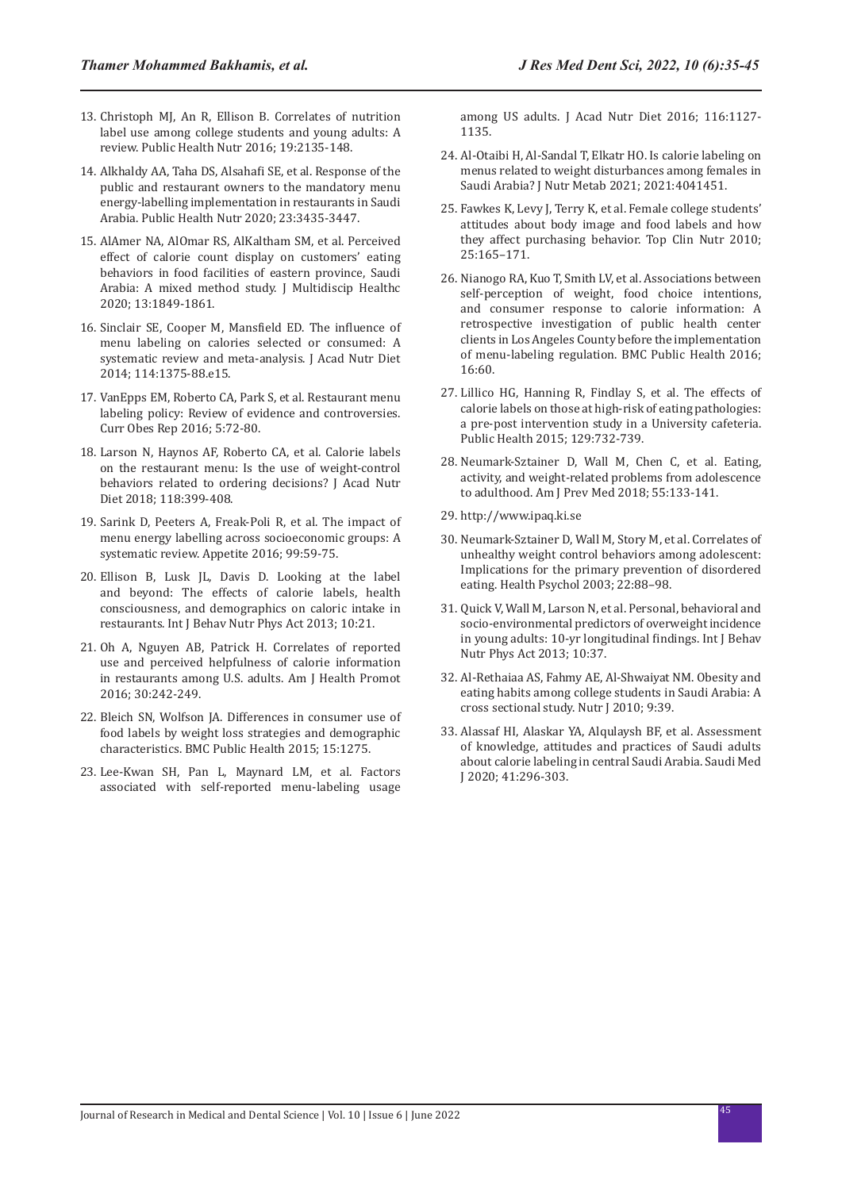13. Christoph MJ, An R, Ellison B. Correlates of nutrition label use among college students and young adults: A review. Public Health Nutr 2016; 19:2135-148.
14. Alkhaldy AA, Taha DS, Alsahafi SE, et al. Response of the public and restaurant owners to the mandatory menu energy-labelling implementation in restaurants in Saudi Arabia. Public Health Nutr 2020; 23:3435-3447.
15. AlAmer NA, AlOmar RS, AlKaltham SM, et al. Perceived effect of calorie count display on customers' eating behaviors in food facilities of eastern province, Saudi Arabia: A mixed method study. J Multidiscip Healthc 2020; 13:1849-1861.
16. Sinclair SE, Cooper M, Mansfield ED. The influence of menu labeling on calories selected or consumed: A systematic review and meta-analysis. J Acad Nutr Diet 2014; 114:1375-88.e15.
17. VanEpps EM, Roberto CA, Park S, et al. Restaurant menu labeling policy: Review of evidence and controversies. Curr Obes Rep 2016; 5:72-80.
18. Larson N, Haynos AF, Roberto CA, et al. Calorie labels on the restaurant menu: Is the use of weight-control behaviors related to ordering decisions? J Acad Nutr Diet 2018; 118:399-408.
19. Sarink D, Peeters A, Freak-Poli R, et al. The impact of menu energy labelling across socioeconomic groups: A systematic review. Appetite 2016; 99:59-75.
20. Ellison B, Lusk JL, Davis D. Looking at the label and beyond: The effects of calorie labels, health consciousness, and demographics on caloric intake in restaurants. Int J Behav Nutr Phys Act 2013; 10:21.
21. Oh A, Nguyen AB, Patrick H. Correlates of reported use and perceived helpfulness of calorie information in restaurants among U.S. adults. Am J Health Promot 2016; 30:242-249.
22. Bleich SN, Wolfson JA. Differences in consumer use of food labels by weight loss strategies and demographic characteristics. BMC Public Health 2015; 15:1275.
23. Lee-Kwan SH, Pan L, Maynard LM, et al. Factors associated with self-reported menu-labeling usage among US adults. J Acad Nutr Diet 2016; 116:1127-1135.
24. Al-Otaibi H, Al-Sandal T, Elkatr HO. Is calorie labeling on menus related to weight disturbances among females in Saudi Arabia? J Nutr Metab 2021; 2021:4041451.
25. Fawkes K, Levy J, Terry K, et al. Female college students' attitudes about body image and food labels and how they affect purchasing behavior. Top Clin Nutr 2010; 25:165–171.
26. Nianogo RA, Kuo T, Smith LV, et al. Associations between self-perception of weight, food choice intentions, and consumer response to calorie information: A retrospective investigation of public health center clients in Los Angeles County before the implementation of menu-labeling regulation. BMC Public Health 2016; 16:60.
27. Lillico HG, Hanning R, Findlay S, et al. The effects of calorie labels on those at high-risk of eating pathologies: a pre-post intervention study in a University cafeteria. Public Health 2015; 129:732-739.
28. Neumark-Sztainer D, Wall M, Chen C, et al. Eating, activity, and weight-related problems from adolescence to adulthood. Am J Prev Med 2018; 55:133-141.
29. http://www.ipaq.ki.se
30. Neumark-Sztainer D, Wall M, Story M, et al. Correlates of unhealthy weight control behaviors among adolescent: Implications for the primary prevention of disordered eating. Health Psychol 2003; 22:88–98.
31. Quick V, Wall M, Larson N, et al. Personal, behavioral and socio-environmental predictors of overweight incidence in young adults: 10-yr longitudinal findings. Int J Behav Nutr Phys Act 2013; 10:37.
32. Al-Rethaiaa AS, Fahmy AE, Al-Shwaiyat NM. Obesity and eating habits among college students in Saudi Arabia: A cross sectional study. Nutr J 2010; 9:39.
33. Alassaf HI, Alaskar YA, Alqulaysh BF, et al. Assessment of knowledge, attitudes and practices of Saudi adults about calorie labeling in central Saudi Arabia. Saudi Med J 2020; 41:296-303.